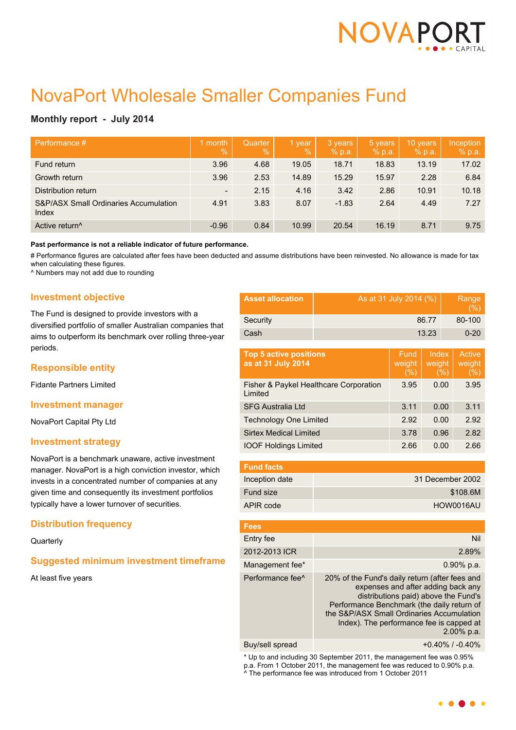# NovaPort Wholesale Smaller Companies Fund

**Monthly report - July 2014**

| Performance # | 1 month % | Quarter % | 1 year % | 3 years % p.a. | 5 years % p.a. | 10 years % p.a. | Inception % p.a. |
|---|---|---|---|---|---|---|---|
| Fund return | 3.96 | 4.68 | 19.05 | 18.71 | 18.83 | 13.19 | 17.02 |
| Growth return | 3.96 | 2.53 | 14.89 | 15.29 | 15.97 | 2.28 | 6.84 |
| Distribution return | - | 2.15 | 4.16 | 3.42 | 2.86 | 10.91 | 10.18 |
| S&P/ASX Small Ordinaries Accumulation Index | 4.91 | 3.83 | 8.07 | -1.83 | 2.64 | 4.49 | 7.27 |
| Active return^ | -0.96 | 0.84 | 10.99 | 20.54 | 16.19 | 8.71 | 9.75 |

**Past performance is not a reliable indicator of future performance.**

# Performance figures are calculated after fees have been deducted and assume distributions have been reinvested. No allowance is made for tax when calculating these figures.
^ Numbers may not add due to rounding

## Investment objective

The Fund is designed to provide investors with a diversified portfolio of smaller Australian companies that aims to outperform its benchmark over rolling three-year periods.

## Responsible entity

Fidante Partners Limited

## Investment manager

NovaPort Capital Pty Ltd

## Investment strategy

NovaPort is a benchmark unaware, active investment manager. NovaPort is a high conviction investor, which invests in a concentrated number of companies at any given time and consequently its investment portfolios typically have a lower turnover of securities.

## Distribution frequency

Quarterly

## Suggested minimum investment timeframe

At least five years

| Asset allocation | As at 31 July 2014 (%) | Range (%) |
|---|---|---|
| Security | 86.77 | 80-100 |
| Cash | 13.23 | 0-20 |

| Top 5 active positions as at 31 July 2014 | Fund weight (%) | Index weight (%) | Active weight (%) |
|---|---|---|---|
| Fisher & Paykel Healthcare Corporation Limited | 3.95 | 0.00 | 3.95 |
| SFG Australia Ltd | 3.11 | 0.00 | 3.11 |
| Technology One Limited | 2.92 | 0.00 | 2.92 |
| Sirtex Medical Limited | 3.78 | 0.96 | 2.82 |
| IOOF Holdings Limited | 2.66 | 0.00 | 2.66 |

| Fund facts | |
|---|---|
| Inception date | 31 December 2002 |
| Fund size | $108.6M |
| APIR code | HOW0016AU |

| Fees | |
|---|---|
| Entry fee | Nil |
| 2012-2013 ICR | 2.89% |
| Management fee* | 0.90% p.a. |
| Performance fee^ | 20% of the Fund's daily return (after fees and expenses and after adding back any distributions paid) above the Fund's Performance Benchmark (the daily return of the S&P/ASX Small Ordinaries Accumulation Index). The performance fee is capped at 2.00% p.a. |
| Buy/sell spread | +0.40% / -0.40% |

* Up to and including 30 September 2011, the management fee was 0.95% p.a. From 1 October 2011, the management fee was reduced to 0.90% p.a.
^ The performance fee was introduced from 1 October 2011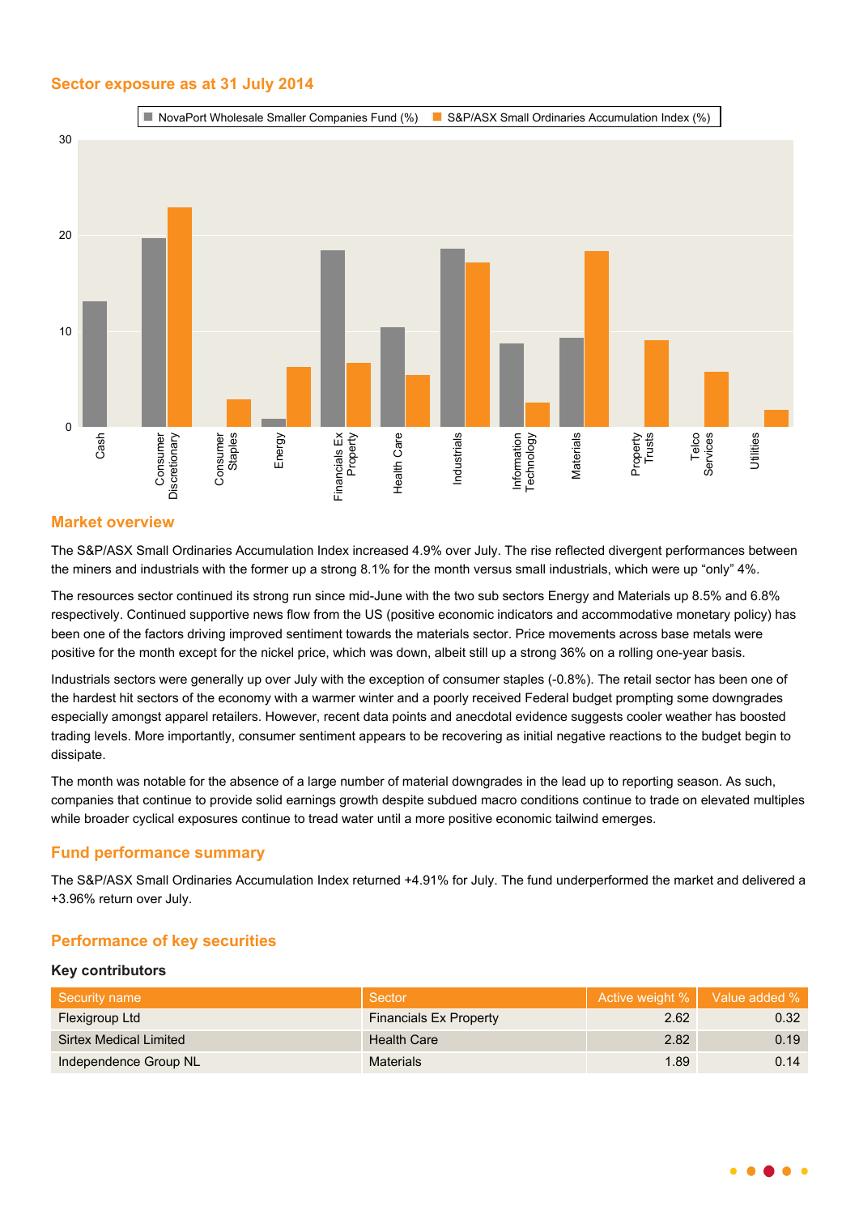## Sector exposure as at 31 July 2014

## Market overview

The S&P/ASX Small Ordinaries Accumulation Index increased 4.9% over July. The rise reflected divergent performances between the miners and industrials with the former up a strong 8.1% for the month versus small industrials, which were up “only” 4%.

The resources sector continued its strong run since mid-June with the two sub sectors Energy and Materials up 8.5% and 6.8% respectively. Continued supportive news flow from the US (positive economic indicators and accommodative monetary policy) has been one of the factors driving improved sentiment towards the materials sector. Price movements across base metals were positive for the month except for the nickel price, which was down, albeit still up a strong 36% on a rolling one-year basis.

Industrials sectors were generally up over July with the exception of consumer staples (-0.8%). The retail sector has been one of the hardest hit sectors of the economy with a warmer winter and a poorly received Federal budget prompting some downgrades especially amongst apparel retailers. However, recent data points and anecdotal evidence suggests cooler weather has boosted trading levels. More importantly, consumer sentiment appears to be recovering as initial negative reactions to the budget begin to dissipate.

The month was notable for the absence of a large number of material downgrades in the lead up to reporting season. As such, companies that continue to provide solid earnings growth despite subdued macro conditions continue to trade on elevated multiples while broader cyclical exposures continue to tread water until a more positive economic tailwind emerges.

## Fund performance summary

The S&P/ASX Small Ordinaries Accumulation Index returned +4.91% for July. The fund underperformed the market and delivered a +3.96% return over July.

## Performance of key securities

### Key contributors

| Security name | Sector | Active weight % | Value added % |
|---|---|---|---|
| Flexigroup Ltd | Financials Ex Property | 2.62 | 0.32 |
| Sirtex Medical Limited | Health Care | 2.82 | 0.19 |
| Independence Group NL | Materials | 1.89 | 0.14 |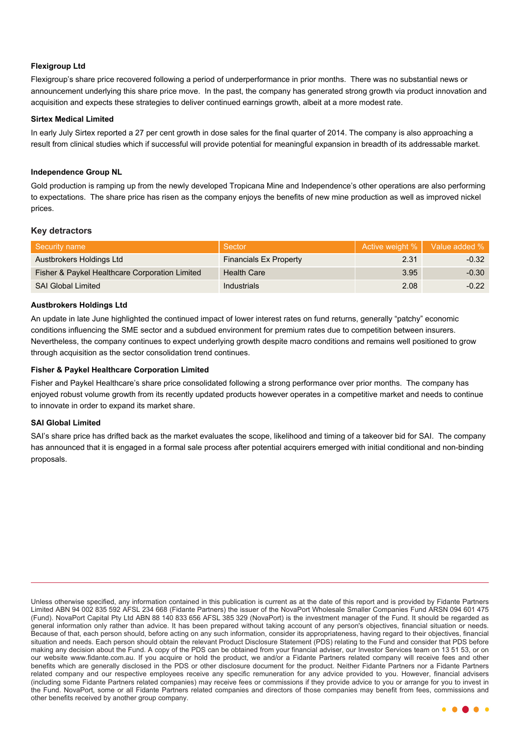### Flexigroup Ltd

Flexigroup's share price recovered following a period of underperformance in prior months. There was no substantial news or announcement underlying this share price move. In the past, the company has generated strong growth via product innovation and acquisition and expects these strategies to deliver continued earnings growth, albeit at a more modest rate.

### Sirtex Medical Limited

In early July Sirtex reported a 27 per cent growth in dose sales for the final quarter of 2014. The company is also approaching a result from clinical studies which if successful will provide potential for meaningful expansion in breadth of its addressable market.

### Independence Group NL

Gold production is ramping up from the newly developed Tropicana Mine and Independence's other operations are also performing to expectations. The share price has risen as the company enjoys the benefits of new mine production as well as improved nickel prices.

## Key detractors

| Security name | Sector | Active weight % | Value added % |
|---|---|---|---|
| Austbrokers Holdings Ltd | Financials Ex Property | 2.31 | -0.32 |
| Fisher & Paykel Healthcare Corporation Limited | Health Care | 3.95 | -0.30 |
| SAI Global Limited | Industrials | 2.08 | -0.22 |

### Austbrokers Holdings Ltd

An update in late June highlighted the continued impact of lower interest rates on fund returns, generally "patchy" economic conditions influencing the SME sector and a subdued environment for premium rates due to competition between insurers. Nevertheless, the company continues to expect underlying growth despite macro conditions and remains well positioned to grow through acquisition as the sector consolidation trend continues.

### Fisher & Paykel Healthcare Corporation Limited

Fisher and Paykel Healthcare's share price consolidated following a strong performance over prior months. The company has enjoyed robust volume growth from its recently updated products however operates in a competitive market and needs to continue to innovate in order to expand its market share.

### SAI Global Limited

SAI's share price has drifted back as the market evaluates the scope, likelihood and timing of a takeover bid for SAI. The company has announced that it is engaged in a formal sale process after potential acquirers emerged with initial conditional and non-binding proposals.

---

Unless otherwise specified, any information contained in this publication is current as at the date of this report and is provided by Fidante Partners Limited ABN 94 002 835 592 AFSL 234 668 (Fidante Partners) the issuer of the NovaPort Wholesale Smaller Companies Fund ARSN 094 601 475 (Fund). NovaPort Capital Pty Ltd ABN 88 140 833 656 AFSL 385 329 (NovaPort) is the investment manager of the Fund. It should be regarded as general information only rather than advice. It has been prepared without taking account of any person's objectives, financial situation or needs. Because of that, each person should, before acting on any such information, consider its appropriateness, having regard to their objectives, financial situation and needs. Each person should obtain the relevant Product Disclosure Statement (PDS) relating to the Fund and consider that PDS before making any decision about the Fund. A copy of the PDS can be obtained from your financial adviser, our Investor Services team on 13 51 53, or on our website www.fidante.com.au. If you acquire or hold the product, we and/or a Fidante Partners related company will receive fees and other benefits which are generally disclosed in the PDS or other disclosure document for the product. Neither Fidante Partners nor a Fidante Partners related company and our respective employees receive any specific remuneration for any advice provided to you. However, financial advisers (including some Fidante Partners related companies) may receive fees or commissions if they provide advice to you or arrange for you to invest in the Fund. NovaPort, some or all Fidante Partners related companies and directors of those companies may benefit from fees, commissions and other benefits received by another group company.